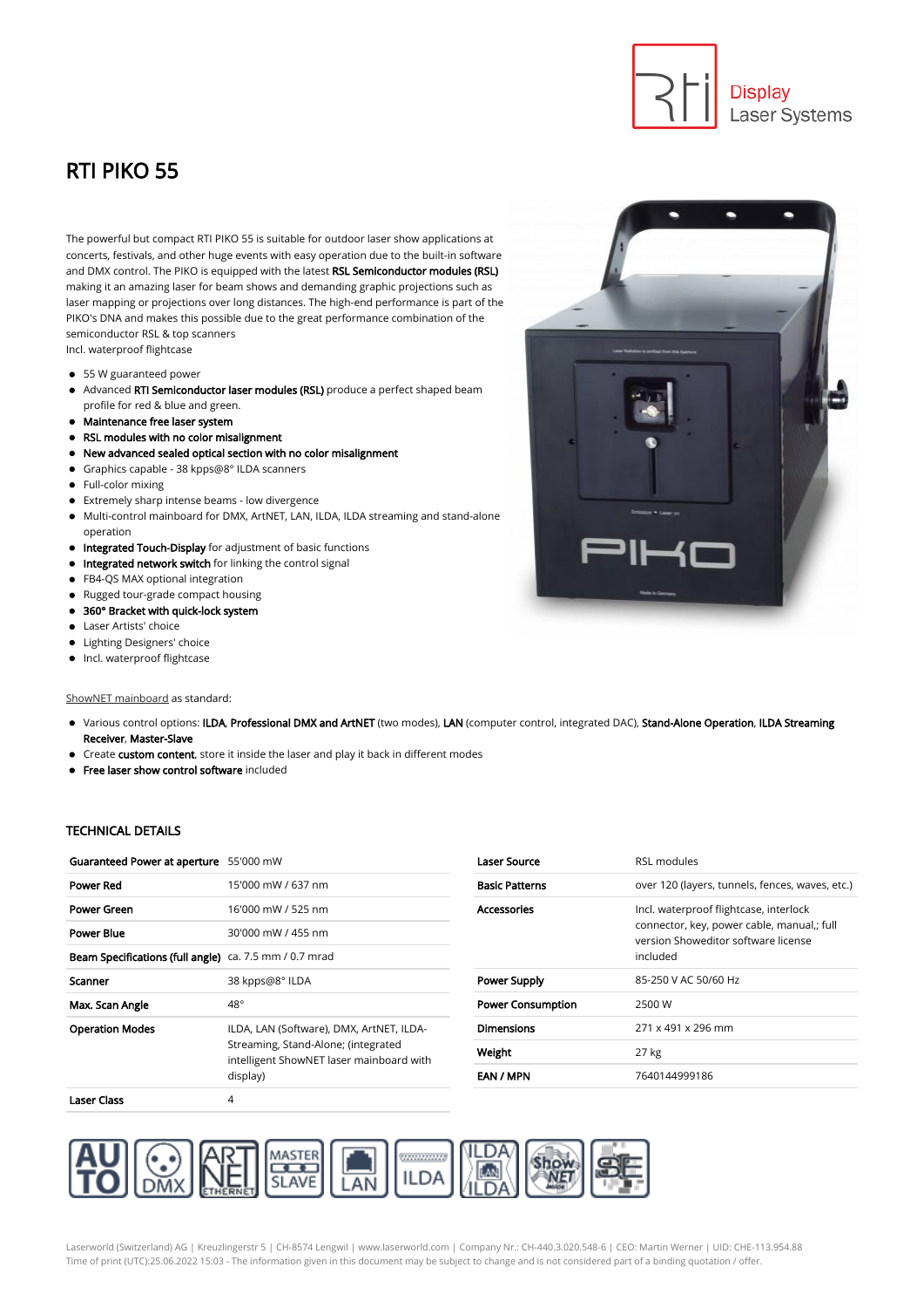# RTI PIKO 55

The powerful but compact RTI PIKO 55 is suitable for outdoor laser show applications at concerts, festivals, and other huge events with easy operation due to the built-in software and DMX control. The PIKO is equipped with the latest **RSL Semiconductor modules (RSL)** making it an amazing laser for beam shows and demanding graphic projections such as laser mapping or projections over long distances. The high-end performance is part of the PIKO's DNA and makes this possible due to the great performance combination of the semiconductor RSL & top scanners
Incl. waterproof flightcase

- 55 W guaranteed power
- Advanced **RTI Semiconductor laser modules (RSL)** produce a perfect shaped beam profile for red & blue and green.
- **Maintenance free laser system**
- **RSL modules with no color misalignment**
- **New advanced sealed optical section with no color misalignment**
- Graphics capable - 38 kpps@8° ILDA scanners
- Full-color mixing
- Extremely sharp intense beams - low divergence
- Multi-control mainboard for DMX, ArtNET, LAN, ILDA, ILDA streaming and stand-alone operation
- **Integrated Touch-Display** for adjustment of basic functions
- **Integrated network switch** for linking the control signal
- FB4-QS MAX optional integration
- Rugged tour-grade compact housing
- **360° Bracket with quick-lock system**
- Laser Artists' choice
- Lighting Designers' choice
- Incl. waterproof flightcase

ShowNET mainboard as standard:

- Various control options: **ILDA**, **Professional DMX and ArtNET** (two modes), **LAN** (computer control, integrated DAC), **Stand-Alone Operation**, **ILDA Streaming Receiver**, **Master-Slave**
- Create **custom content**, store it inside the laser and play it back in different modes
- **Free laser show control software** included

## TECHNICAL DETAILS

| | |
|---|---|
| **Guaranteed Power at aperture** | 55'000 mW |
| **Power Red** | 15'000 mW / 637 nm |
| **Power Green** | 16'000 mW / 525 nm |
| **Power Blue** | 30'000 mW / 455 nm |
| **Beam Specifications (full angle)** | ca. 7.5 mm / 0.7 mrad |
| **Scanner** | 38 kpps@8° ILDA |
| **Max. Scan Angle** | 48° |
| **Operation Modes** | ILDA, LAN (Software), DMX, ArtNET, ILDA-Streaming, Stand-Alone; (integrated intelligent ShowNET laser mainboard with display) |
| **Laser Class** | 4 |

| | |
|---|---|
| **Laser Source** | RSL modules |
| **Basic Patterns** | over 120 (layers, tunnels, fences, waves, etc.) |
| **Accessories** | Incl. waterproof flightcase, interlock connector, key, power cable, manual,; full version Showeditor software license included |
| **Power Supply** | 85-250 V AC 50/60 Hz |
| **Power Consumption** | 2500 W |
| **Dimensions** | 271 x 491 x 296 mm |
| **Weight** | 27 kg |
| **EAN / MPN** | 7640144999186 |

Laserworld (Switzerland) AG | Kreuzlingerstr 5 | CH-8574 Lengwil | www.laserworld.com | Company Nr.: CH-440.3.020.548-6 | CEO: Martin Werner | UID: CHE-113.954.88
Time of print (UTC):25.06.2022 15:03 - The information given in this document may be subject to change and is not considered part of a binding quotation / offer.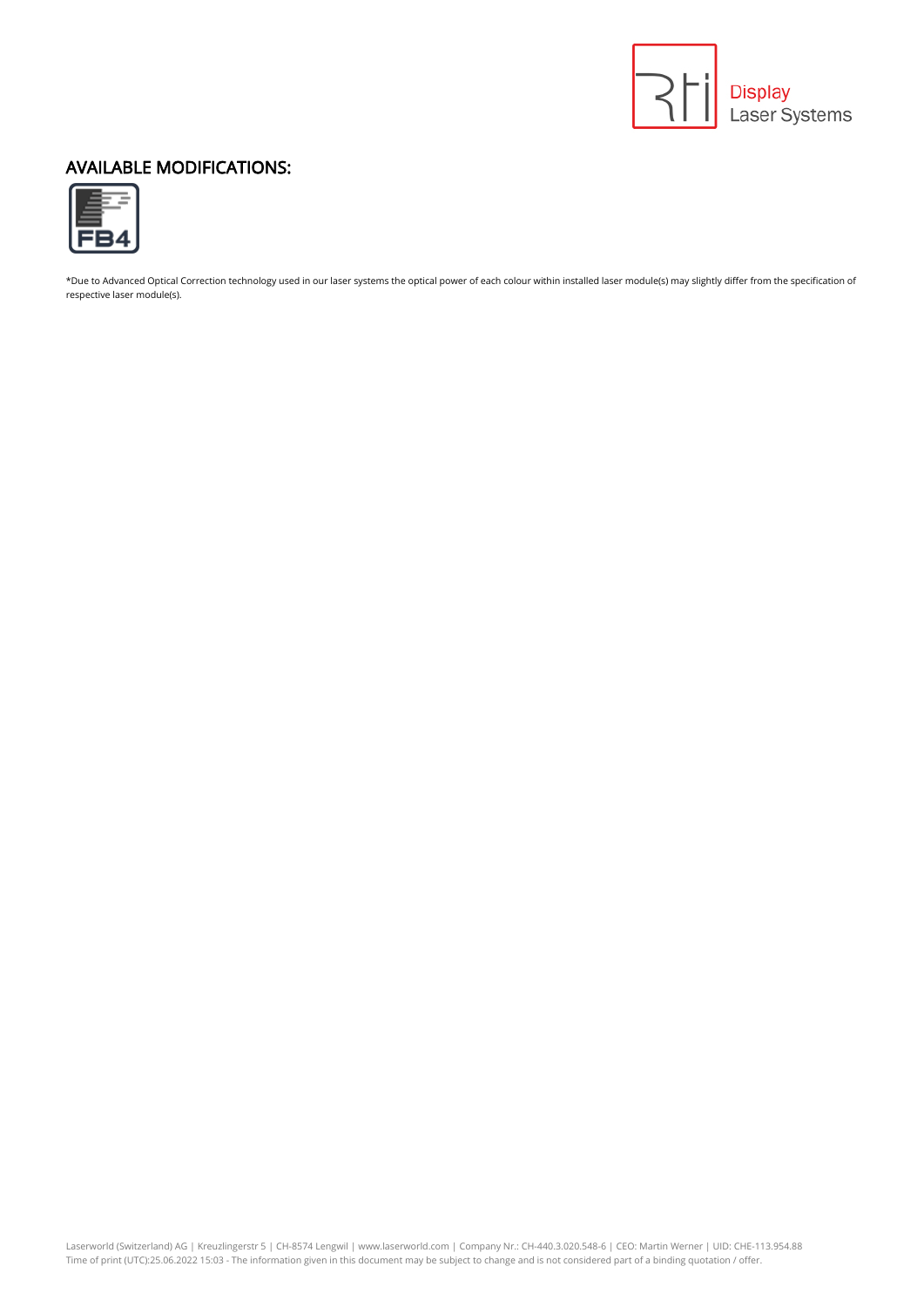## AVAILABLE MODIFICATIONS:

FB4

*Due to Advanced Optical Correction technology used in our laser systems the optical power of each colour within installed laser module(s) may slightly differ from the specification of respective laser module(s).

Laserworld (Switzerland) AG | Kreuzlingerstr 5 | CH-8574 Lengwil | www.laserworld.com | Company Nr.: CH-440.3.020.548-6 | CEO: Martin Werner | UID: CHE-113.954.88
Time of print (UTC):25.06.2022 15:03 - The information given in this document may be subject to change and is not considered part of a binding quotation / offer.